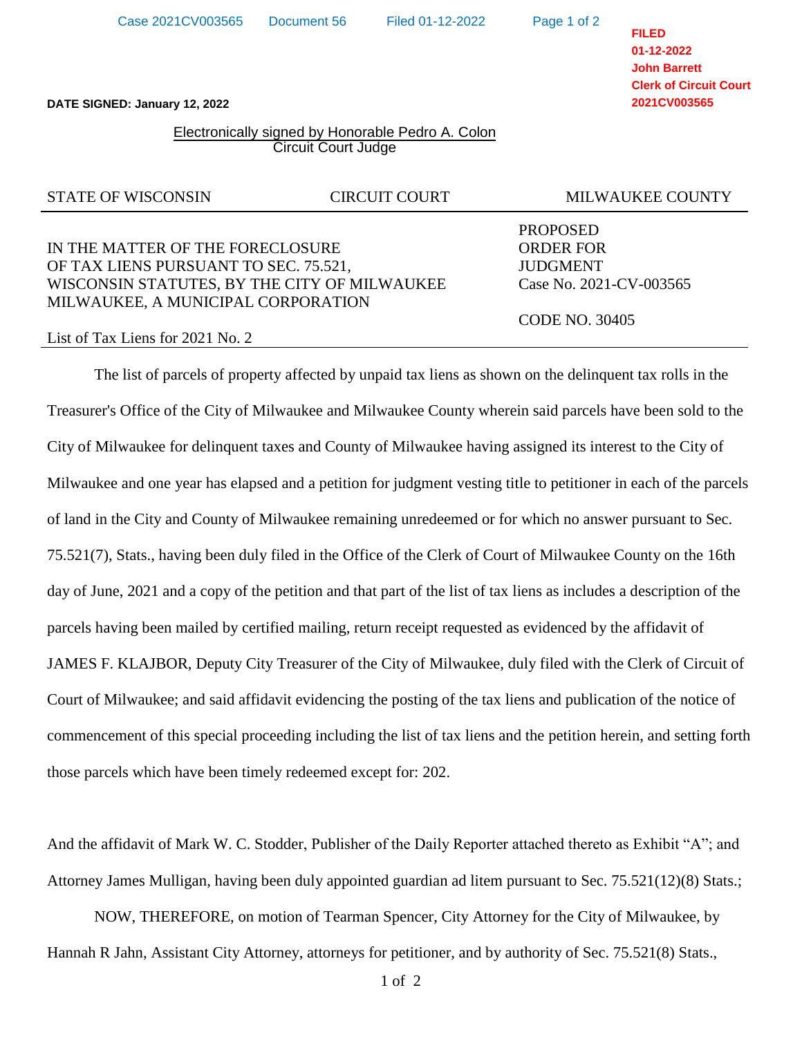**FILED**
**01-12-2022**
**John Barrett**
**Clerk of Circuit Court**
**2021CV003565**

**DATE SIGNED: January 12, 2022**

Electronically signed by Honorable Pedro A. Colon
Circuit Court Judge

| STATE OF WISCONSIN | CIRCUIT COURT | MILWAUKEE COUNTY |
|---|---|---|

IN THE MATTER OF THE FORECLOSURE OF TAX LIENS PURSUANT TO SEC. 75.521, WISCONSIN STATUTES, BY THE CITY OF MILWAUKEE MILWAUKEE, A MUNICIPAL CORPORATION

List of Tax Liens for 2021 No. 2

PROPOSED ORDER FOR JUDGMENT
Case No. 2021-CV-003565

CODE NO. 30405

The list of parcels of property affected by unpaid tax liens as shown on the delinquent tax rolls in the Treasurer's Office of the City of Milwaukee and Milwaukee County wherein said parcels have been sold to the City of Milwaukee for delinquent taxes and County of Milwaukee having assigned its interest to the City of Milwaukee and one year has elapsed and a petition for judgment vesting title to petitioner in each of the parcels of land in the City and County of Milwaukee remaining unredeemed or for which no answer pursuant to Sec. 75.521(7), Stats., having been duly filed in the Office of the Clerk of Court of Milwaukee County on the 16th day of June, 2021 and a copy of the petition and that part of the list of tax liens as includes a description of the parcels having been mailed by certified mailing, return receipt requested as evidenced by the affidavit of JAMES F. KLAJBOR, Deputy City Treasurer of the City of Milwaukee, duly filed with the Clerk of Circuit of Court of Milwaukee; and said affidavit evidencing the posting of the tax liens and publication of the notice of commencement of this special proceeding including the list of tax liens and the petition herein, and setting forth those parcels which have been timely redeemed except for: 202.

And the affidavit of Mark W. C. Stodder, Publisher of the Daily Reporter attached thereto as Exhibit "A"; and Attorney James Mulligan, having been duly appointed guardian ad litem pursuant to Sec. 75.521(12)(8) Stats.;

NOW, THEREFORE, on motion of Tearman Spencer, City Attorney for the City of Milwaukee, by Hannah R Jahn, Assistant City Attorney, attorneys for petitioner, and by authority of Sec. 75.521(8) Stats.,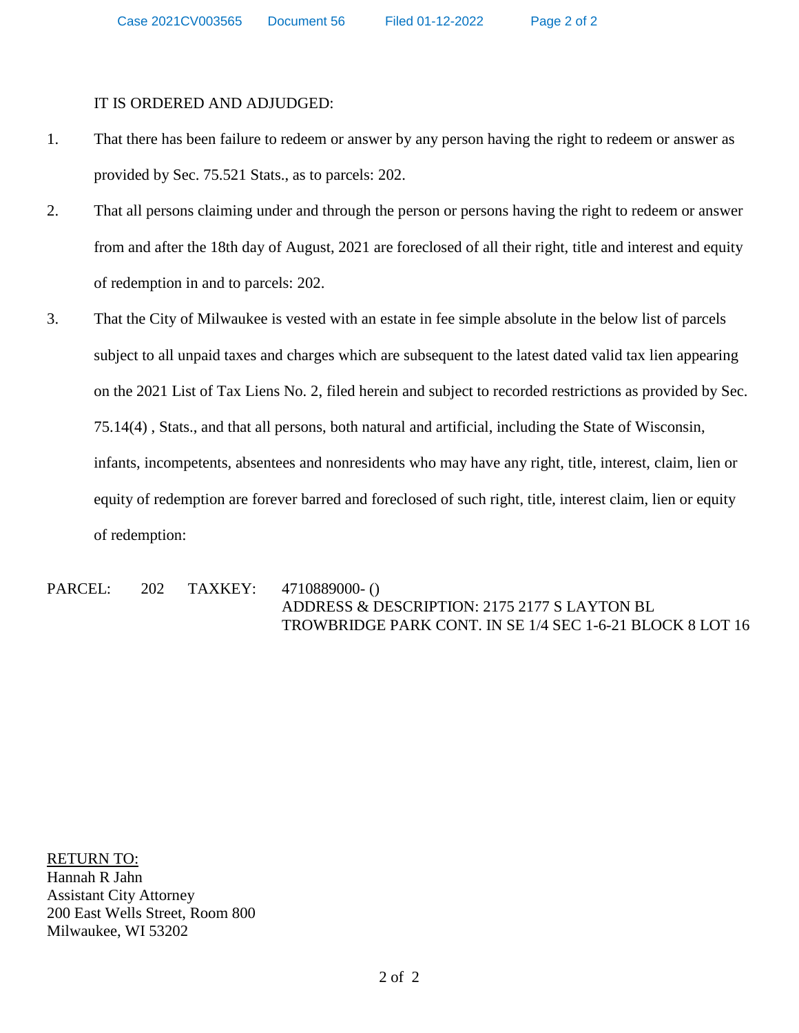IT IS ORDERED AND ADJUDGED:

1. That there has been failure to redeem or answer by any person having the right to redeem or answer as provided by Sec. 75.521 Stats., as to parcels: 202.

2. That all persons claiming under and through the person or persons having the right to redeem or answer from and after the 18th day of August, 2021 are foreclosed of all their right, title and interest and equity of redemption in and to parcels: 202.

3. That the City of Milwaukee is vested with an estate in fee simple absolute in the below list of parcels subject to all unpaid taxes and charges which are subsequent to the latest dated valid tax lien appearing on the 2021 List of Tax Liens No. 2, filed herein and subject to recorded restrictions as provided by Sec. 75.14(4) , Stats., and that all persons, both natural and artificial, including the State of Wisconsin, infants, incompetents, absentees and nonresidents who may have any right, title, interest, claim, lien or equity of redemption are forever barred and foreclosed of such right, title, interest claim, lien or equity of redemption:

PARCEL: 202 TAXKEY: 4710889000- ()
ADDRESS & DESCRIPTION: 2175 2177 S LAYTON BL
TROWBRIDGE PARK CONT. IN SE 1/4 SEC 1-6-21 BLOCK 8 LOT 16

<u>RETURN TO:</u>
Hannah R Jahn
Assistant City Attorney
200 East Wells Street, Room 800
Milwaukee, WI 53202